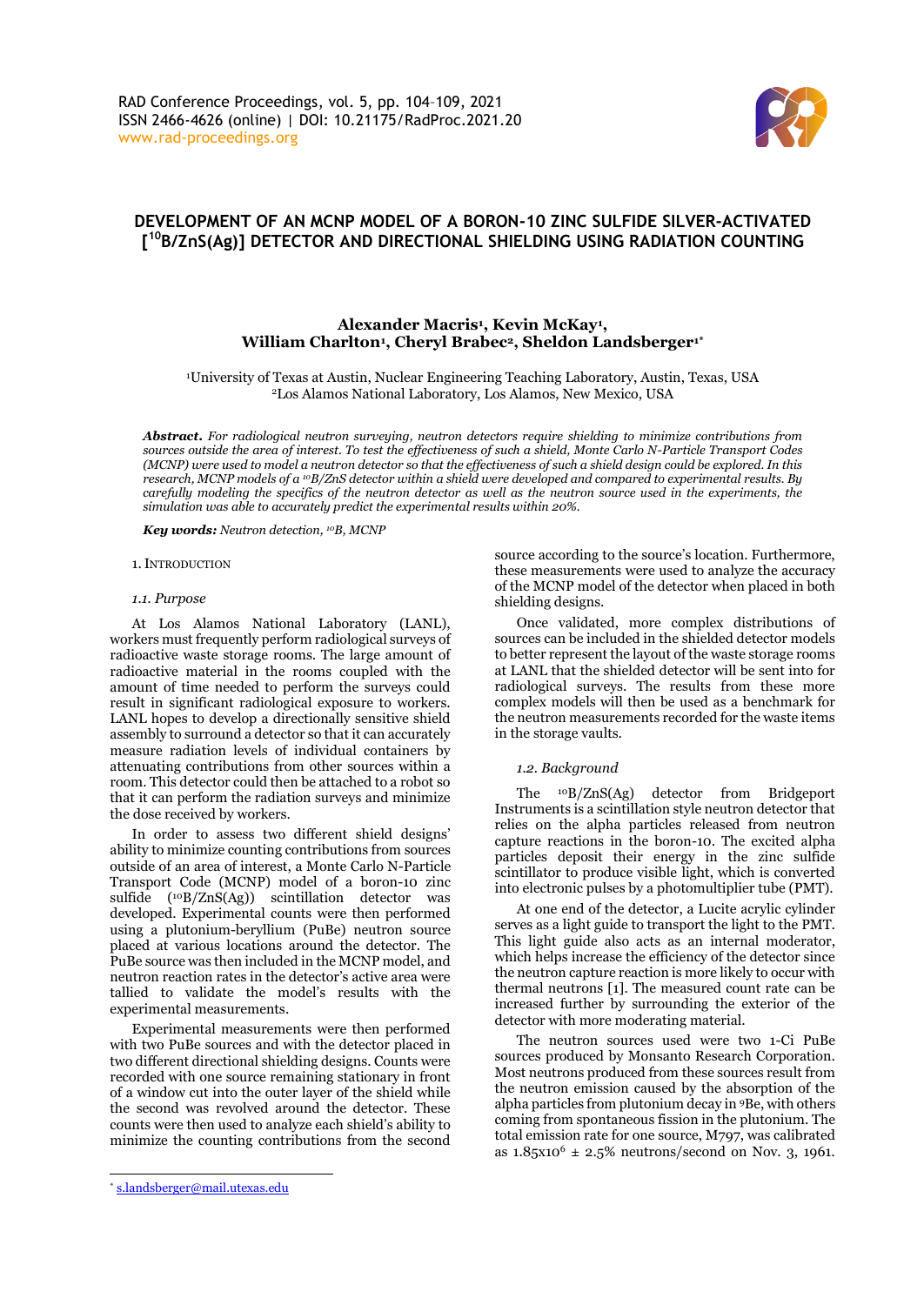# DEVELOPMENT OF AN MCNP MODEL OF A BORON-10 ZINC SULFIDE SILVER-ACTIVATED [$^{10}B/ZnS(Ag)$] DETECTOR AND DIRECTIONAL SHIELDING USING RADIATION COUNTING

**Alexander Macris[1], Kevin McKay[1], William Charlton[1], Cheryl Brabec[2], Sheldon Landsberger[1*]**

[1]University of Texas at Austin, Nuclear Engineering Teaching Laboratory, Austin, Texas, USA
[2]Los Alamos National Laboratory, Los Alamos, New Mexico, USA

***Abstract.*** *For radiological neutron surveying, neutron detectors require shielding to minimize contributions from sources outside the area of interest. To test the effectiveness of such a shield, Monte Carlo N-Particle Transport Codes (MCNP) were used to model a neutron detector so that the effectiveness of such a shield design could be explored. In this research, MCNP models of a $^{10}B/ZnS$ detector within a shield were developed and compared to experimental results. By carefully modeling the specifics of the neutron detector as well as the neutron source used in the experiments, the simulation was able to accurately predict the experimental results within 20%.*

***Key words:*** *Neutron detection, $^{10}B$, MCNP*

## 1. Introduction

### 1.1. Purpose

At Los Alamos National Laboratory (LANL), workers must frequently perform radiological surveys of radioactive waste storage rooms. The large amount of radioactive material in the rooms coupled with the amount of time needed to perform the surveys could result in significant radiological exposure to workers. LANL hopes to develop a directionally sensitive shield assembly to surround a detector so that it can accurately measure radiation levels of individual containers by attenuating contributions from other sources within a room. This detector could then be attached to a robot so that it can perform the radiation surveys and minimize the dose received by workers.

In order to assess two different shield designs' ability to minimize counting contributions from sources outside of an area of interest, a Monte Carlo N-Particle Transport Code (MCNP) model of a boron-10 zinc sulfide ($^{10}B/ZnS(Ag)$) scintillation detector was developed. Experimental counts were then performed using a plutonium-beryllium (PuBe) neutron source placed at various locations around the detector. The PuBe source was then included in the MCNP model, and neutron reaction rates in the detector's active area were tallied to validate the model's results with the experimental measurements.

Experimental measurements were then performed with two PuBe sources and with the detector placed in two different directional shielding designs. Counts were recorded with one source remaining stationary in front of a window cut into the outer layer of the shield while the second was revolved around the detector. These counts were then used to analyze each shield's ability to minimize the counting contributions from the second source according to the source's location. Furthermore, these measurements were used to analyze the accuracy of the MCNP model of the detector when placed in both shielding designs.

Once validated, more complex distributions of sources can be included in the shielded detector models to better represent the layout of the waste storage rooms at LANL that the shielded detector will be sent into for radiological surveys. The results from these more complex models will then be used as a benchmark for the neutron measurements recorded for the waste items in the storage vaults.

### 1.2. Background

The $^{10}B/ZnS(Ag)$ detector from Bridgeport Instruments is a scintillation style neutron detector that relies on the alpha particles released from neutron capture reactions in the boron-10. The excited alpha particles deposit their energy in the zinc sulfide scintillator to produce visible light, which is converted into electronic pulses by a photomultiplier tube (PMT).

At one end of the detector, a Lucite acrylic cylinder serves as a light guide to transport the light to the PMT. This light guide also acts as an internal moderator, which helps increase the efficiency of the detector since the neutron capture reaction is more likely to occur with thermal neutrons [1]. The measured count rate can be increased further by surrounding the exterior of the detector with more moderating material.

The neutron sources used were two 1-Ci PuBe sources produced by Monsanto Research Corporation. Most neutrons produced from these sources result from the neutron emission caused by the absorption of the alpha particles from plutonium decay in $^{9}Be$, with others coming from spontaneous fission in the plutonium. The total emission rate for one source, M797, was calibrated as $1.85 \times 10^{6} \pm 2.5\%$ neutrons/second on Nov. 3, 1961.

---

\* s.landsberger@mail.utexas.edu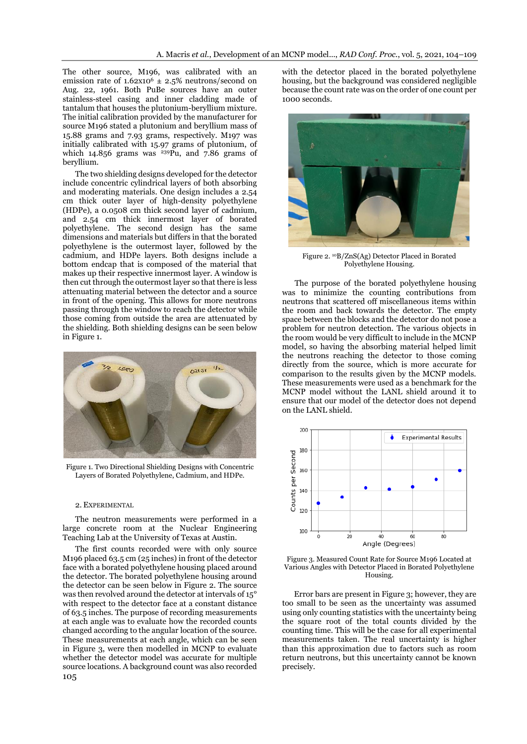The other source, M196, was calibrated with an emission rate of $1.62 \times 10^6 \pm 2.5\%$ neutrons/second on Aug. 22, 1961. Both PuBe sources have an outer stainless-steel casing and inner cladding made of tantalum that houses the plutonium-beryllium mixture. The initial calibration provided by the manufacturer for source M196 stated a plutonium and beryllium mass of 15.88 grams and 7.93 grams, respectively. M197 was initially calibrated with 15.97 grams of plutonium, of which 14.856 grams was $^{239}$Pu, and 7.86 grams of beryllium.

The two shielding designs developed for the detector include concentric cylindrical layers of both absorbing and moderating materials. One design includes a 2.54 cm thick outer layer of high-density polyethylene (HDPe), a 0.0508 cm thick second layer of cadmium, and 2.54 cm thick innermost layer of borated polyethylene. The second design has the same dimensions and materials but differs in that the borated polyethylene is the outermost layer, followed by the cadmium, and HDPe layers. Both designs include a bottom endcap that is composed of the material that makes up their respective innermost layer. A window is then cut through the outermost layer so that there is less attenuating material between the detector and a source in front of the opening. This allows for more neutrons passing through the window to reach the detector while those coming from outside the area are attenuated by the shielding. Both shielding designs can be seen below in Figure 1.

Figure 1. Two Directional Shielding Designs with Concentric Layers of Borated Polyethylene, Cadmium, and HDPe.

## 2. Experimental

The neutron measurements were performed in a large concrete room at the Nuclear Engineering Teaching Lab at the University of Texas at Austin.

The first counts recorded were with only source M196 placed 63.5 cm (25 inches) in front of the detector face with a borated polyethylene housing placed around the detector. The borated polyethylene housing around the detector can be seen below in Figure 2. The source was then revolved around the detector at intervals of 15° with respect to the detector face at a constant distance of 63.5 inches. The purpose of recording measurements at each angle was to evaluate how the recorded counts changed according to the angular location of the source. These measurements at each angle, which can be seen in Figure 3, were then modelled in MCNP to evaluate whether the detector model was accurate for multiple source locations. A background count was also recorded with the detector placed in the borated polyethylene housing, but the background was considered negligible because the count rate was on the order of one count per 1000 seconds.

Figure 2. $^{10}$B/ZnS(Ag) Detector Placed in Borated Polyethylene Housing.

The purpose of the borated polyethylene housing was to minimize the counting contributions from neutrons that scattered off miscellaneous items within the room and back towards the detector. The empty space between the blocks and the detector do not pose a problem for neutron detection. The various objects in the room would be very difficult to include in the MCNP model, so having the absorbing material helped limit the neutrons reaching the detector to those coming directly from the source, which is more accurate for comparison to the results given by the MCNP models. These measurements were used as a benchmark for the MCNP model without the LANL shield around it to ensure that our model of the detector does not depend on the LANL shield.

Figure 3. Measured Count Rate for Source M196 Located at Various Angles with Detector Placed in Borated Polyethylene Housing.

Error bars are present in Figure 3; however, they are too small to be seen as the uncertainty was assumed using only counting statistics with the uncertainty being the square root of the total counts divided by the counting time. This will be the case for all experimental measurements taken. The real uncertainty is higher than this approximation due to factors such as room return neutrons, but this uncertainty cannot be known precisely.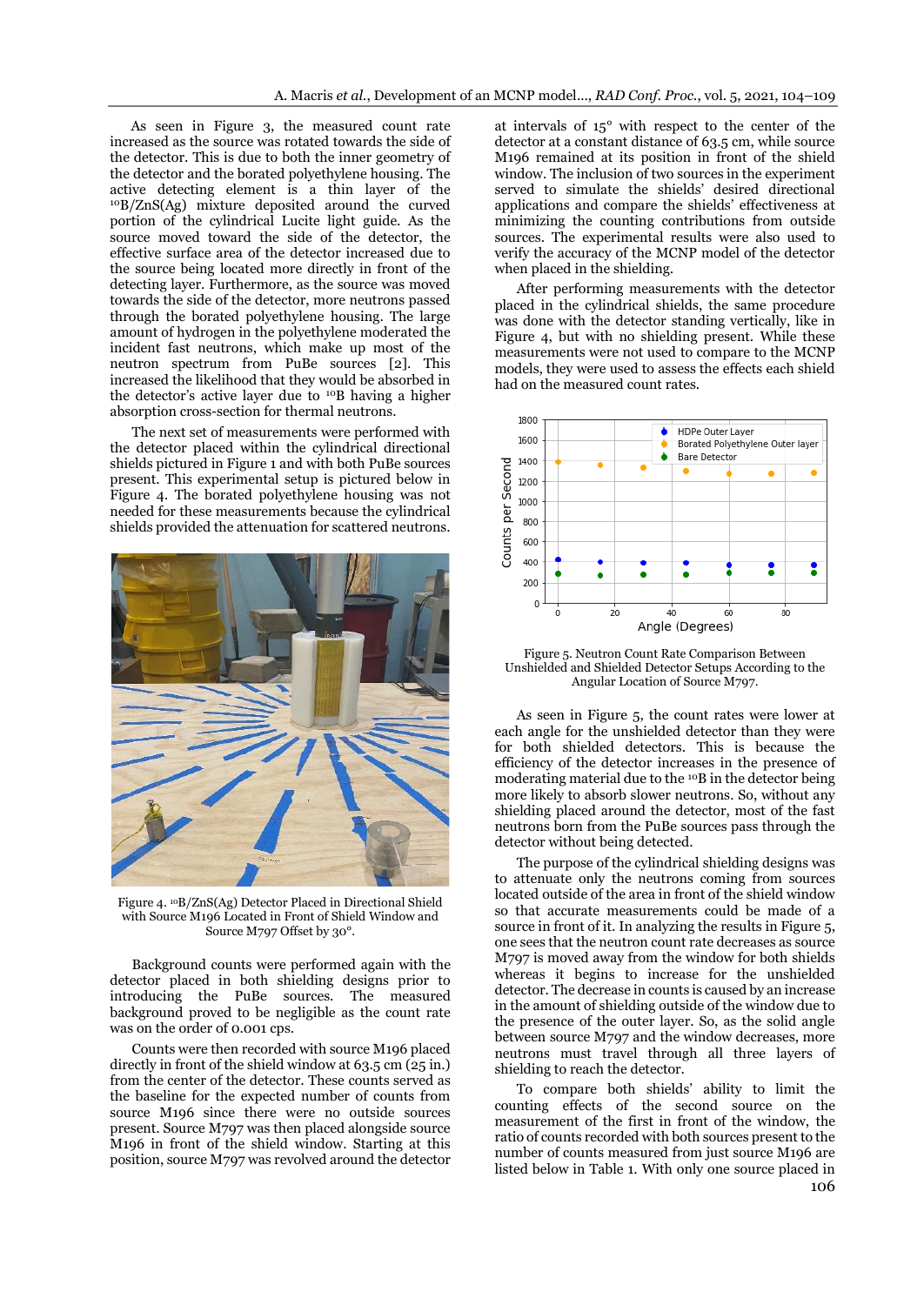As seen in Figure 3, the measured count rate increased as the source was rotated towards the side of the detector. This is due to both the inner geometry of the detector and the borated polyethylene housing. The active detecting element is a thin layer of the $^{10}B/ZnS(Ag)$ mixture deposited around the curved portion of the cylindrical Lucite light guide. As the source moved toward the side of the detector, the effective surface area of the detector increased due to the source being located more directly in front of the detecting layer. Furthermore, as the source was moved towards the side of the detector, more neutrons passed through the borated polyethylene housing. The large amount of hydrogen in the polyethylene moderated the incident fast neutrons, which make up most of the neutron spectrum from PuBe sources [2]. This increased the likelihood that they would be absorbed in the detector's active layer due to $^{10}B$ having a higher absorption cross-section for thermal neutrons.

The next set of measurements were performed with the detector placed within the cylindrical directional shields pictured in Figure 1 and with both PuBe sources present. This experimental setup is pictured below in Figure 4. The borated polyethylene housing was not needed for these measurements because the cylindrical shields provided the attenuation for scattered neutrons.

Figure 4. $^{10}B/ZnS(Ag)$ Detector Placed in Directional Shield with Source M196 Located in Front of Shield Window and Source M797 Offset by 30°.

Background counts were performed again with the detector placed in both shielding designs prior to introducing the PuBe sources. The measured background proved to be negligible as the count rate was on the order of 0.001 cps.

Counts were then recorded with source M196 placed directly in front of the shield window at 63.5 cm (25 in.) from the center of the detector. These counts served as the baseline for the expected number of counts from source M196 since there were no outside sources present. Source M797 was then placed alongside source M196 in front of the shield window. Starting at this position, source M797 was revolved around the detector at intervals of 15° with respect to the center of the detector at a constant distance of 63.5 cm, while source M196 remained at its position in front of the shield window. The inclusion of two sources in the experiment served to simulate the shields' desired directional applications and compare the shields' effectiveness at minimizing the counting contributions from outside sources. The experimental results were also used to verify the accuracy of the MCNP model of the detector when placed in the shielding.

After performing measurements with the detector placed in the cylindrical shields, the same procedure was done with the detector standing vertically, like in Figure 4, but with no shielding present. While these measurements were not used to compare to the MCNP models, they were used to assess the effects each shield had on the measured count rates.

Figure 5. Neutron Count Rate Comparison Between Unshielded and Shielded Detector Setups According to the Angular Location of Source M797.

As seen in Figure 5, the count rates were lower at each angle for the unshielded detector than they were for both shielded detectors. This is because the efficiency of the detector increases in the presence of moderating material due to the $^{10}B$ in the detector being more likely to absorb slower neutrons. So, without any shielding placed around the detector, most of the fast neutrons born from the PuBe sources pass through the detector without being detected.

The purpose of the cylindrical shielding designs was to attenuate only the neutrons coming from sources located outside of the area in front of the shield window so that accurate measurements could be made of a source in front of it. In analyzing the results in Figure 5, one sees that the neutron count rate decreases as source M797 is moved away from the window for both shields whereas it begins to increase for the unshielded detector. The decrease in counts is caused by an increase in the amount of shielding outside of the window due to the presence of the outer layer. So, as the solid angle between source M797 and the window decreases, more neutrons must travel through all three layers of shielding to reach the detector.

To compare both shields' ability to limit the counting effects of the second source on the measurement of the first in front of the window, the ratio of counts recorded with both sources present to the number of counts measured from just source M196 are listed below in Table 1. With only one source placed in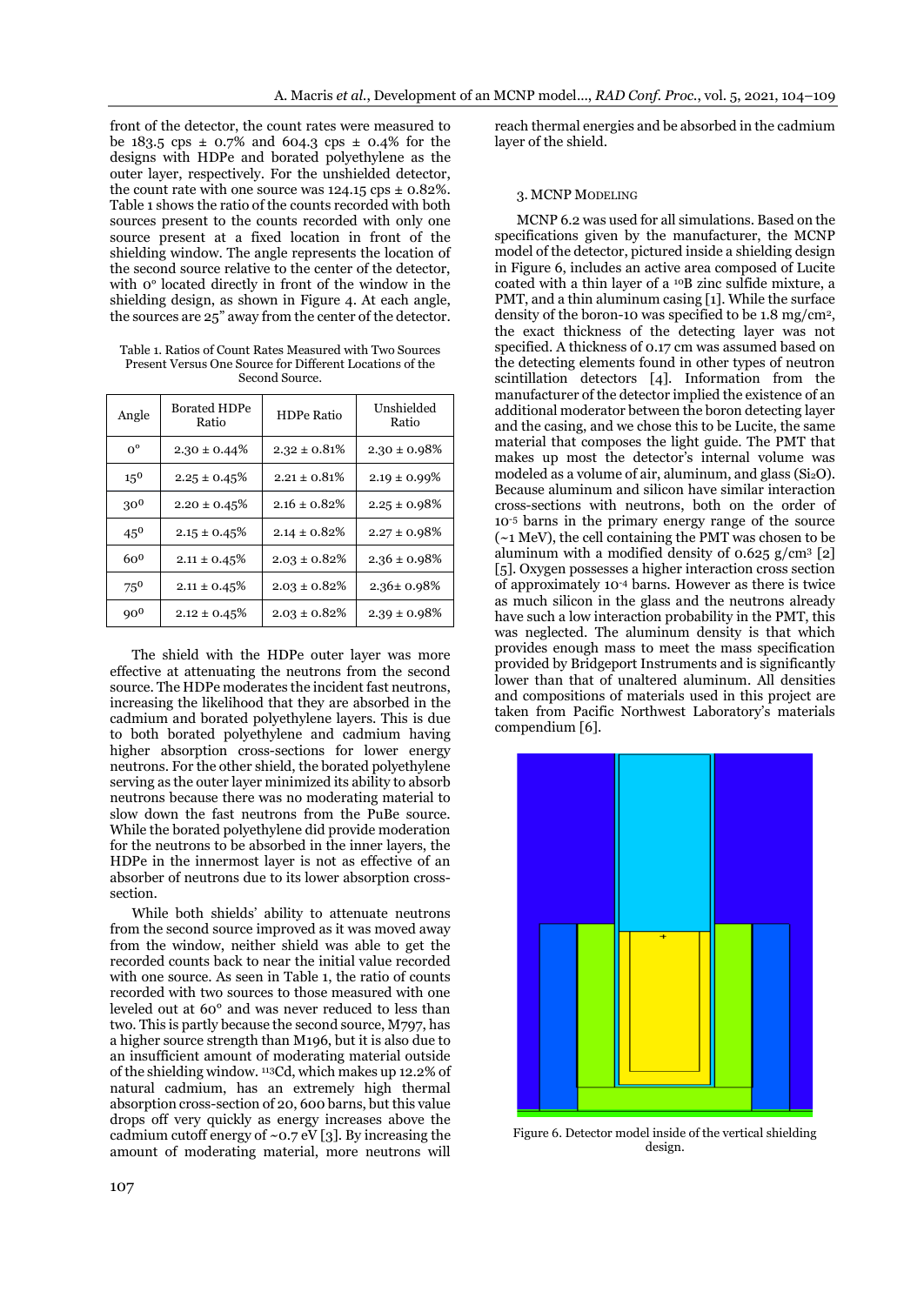front of the detector, the count rates were measured to be 183.5 cps ± 0.7% and 604.3 cps ± 0.4% for the designs with HDPe and borated polyethylene as the outer layer, respectively. For the unshielded detector, the count rate with one source was 124.15 cps ± 0.82%. Table 1 shows the ratio of the counts recorded with both sources present to the counts recorded with only one source present at a fixed location in front of the shielding window. The angle represents the location of the second source relative to the center of the detector, with 0° located directly in front of the window in the shielding design, as shown in Figure 4. At each angle, the sources are 25" away from the center of the detector.

Table 1. Ratios of Count Rates Measured with Two Sources Present Versus One Source for Different Locations of the Second Source.

| Angle | Borated HDPe Ratio | HDPe Ratio | Unshielded Ratio |
|---|---|---|---|
| 0° | 2.30 ± 0.44% | 2.32 ± 0.81% | 2.30 ± 0.98% |
| 15° | 2.25 ± 0.45% | 2.21 ± 0.81% | 2.19 ± 0.99% |
| 30° | 2.20 ± 0.45% | 2.16 ± 0.82% | 2.25 ± 0.98% |
| 45° | 2.15 ± 0.45% | 2.14 ± 0.82% | 2.27 ± 0.98% |
| 60° | 2.11 ± 0.45% | 2.03 ± 0.82% | 2.36 ± 0.98% |
| 75° | 2.11 ± 0.45% | 2.03 ± 0.82% | 2.36± 0.98% |
| 90° | 2.12 ± 0.45% | 2.03 ± 0.82% | 2.39 ± 0.98% |

The shield with the HDPe outer layer was more effective at attenuating the neutrons from the second source. The HDPe moderates the incident fast neutrons, increasing the likelihood that they are absorbed in the cadmium and borated polyethylene layers. This is due to both borated polyethylene and cadmium having higher absorption cross-sections for lower energy neutrons. For the other shield, the borated polyethylene serving as the outer layer minimized its ability to absorb neutrons because there was no moderating material to slow down the fast neutrons from the PuBe source. While the borated polyethylene did provide moderation for the neutrons to be absorbed in the inner layers, the HDPe in the innermost layer is not as effective of an absorber of neutrons due to its lower absorption cross-section.

While both shields' ability to attenuate neutrons from the second source improved as it was moved away from the window, neither shield was able to get the recorded counts back to near the initial value recorded with one source. As seen in Table 1, the ratio of counts recorded with two sources to those measured with one leveled out at 60° and was never reduced to less than two. This is partly because the second source, M797, has a higher source strength than M196, but it is also due to an insufficient amount of moderating material outside of the shielding window. $^{113}$Cd, which makes up 12.2% of natural cadmium, has an extremely high thermal absorption cross-section of 20, 600 barns, but this value drops off very quickly as energy increases above the cadmium cutoff energy of ~0.7 eV [3]. By increasing the amount of moderating material, more neutrons will reach thermal energies and be absorbed in the cadmium layer of the shield.

## 3. MCNP Modeling

MCNP 6.2 was used for all simulations. Based on the specifications given by the manufacturer, the MCNP model of the detector, pictured inside a shielding design in Figure 6, includes an active area composed of Lucite coated with a thin layer of a $^{10}$B zinc sulfide mixture, a PMT, and a thin aluminum casing [1]. While the surface density of the boron-10 was specified to be 1.8 mg/cm², the exact thickness of the detecting layer was not specified. A thickness of 0.17 cm was assumed based on the detecting elements found in other types of neutron scintillation detectors [4]. Information from the manufacturer of the detector implied the existence of an additional moderator between the boron detecting layer and the casing, and we chose this to be Lucite, the same material that composes the light guide. The PMT that makes up most the detector's internal volume was modeled as a volume of air, aluminum, and glass ($Si_2O$). Because aluminum and silicon have similar interaction cross-sections with neutrons, both on the order of $10^{-5}$ barns in the primary energy range of the source (~1 MeV), the cell containing the PMT was chosen to be aluminum with a modified density of 0.625 g/cm³ [2] [5]. Oxygen possesses a higher interaction cross section of approximately $10^{-4}$ barns. However as there is twice as much silicon in the glass and the neutrons already have such a low interaction probability in the PMT, this was neglected. The aluminum density is that which provides enough mass to meet the mass specification provided by Bridgeport Instruments and is significantly lower than that of unaltered aluminum. All densities and compositions of materials used in this project are taken from Pacific Northwest Laboratory's materials compendium [6].

Figure 6. Detector model inside of the vertical shielding design.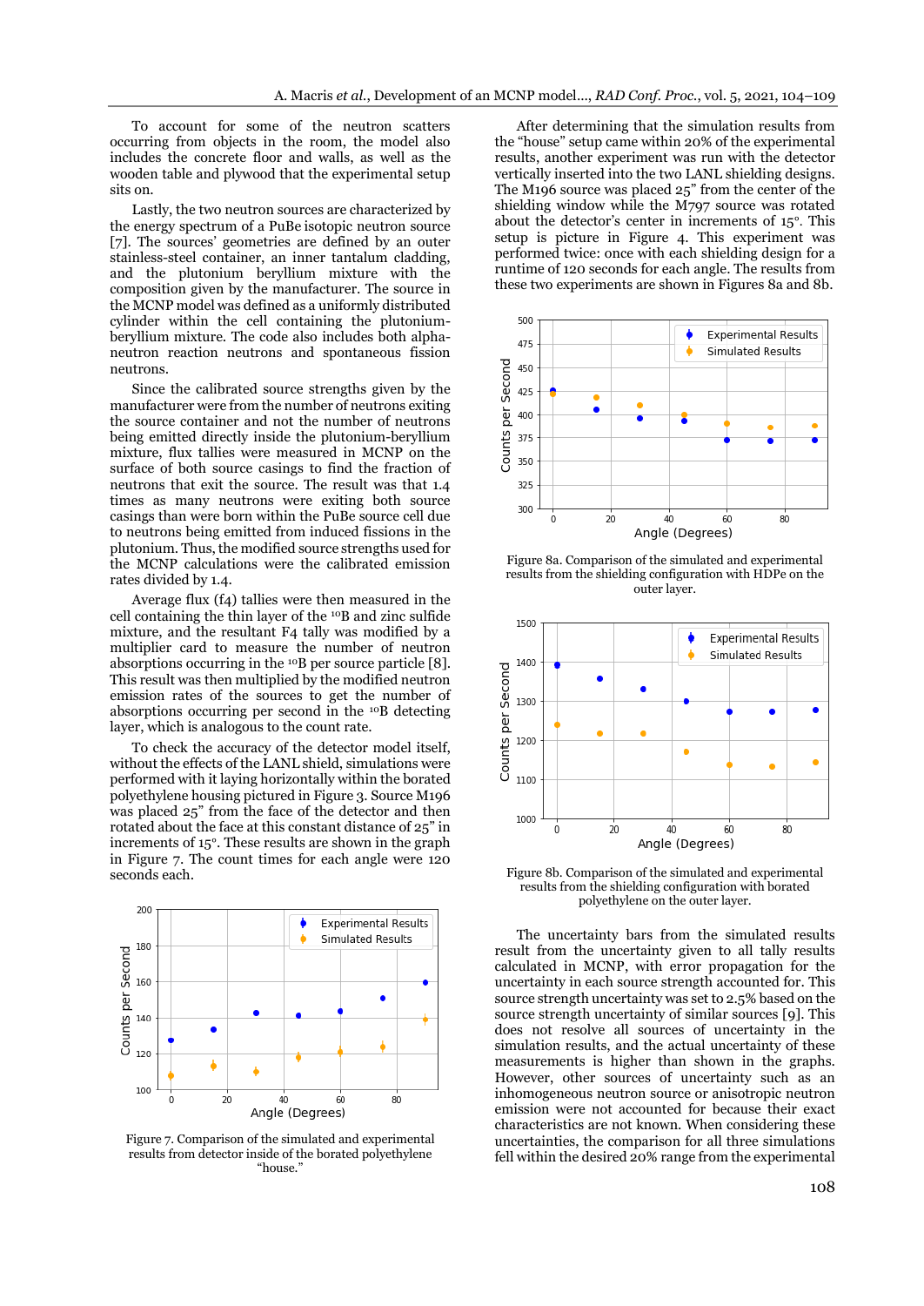To account for some of the neutron scatters occurring from objects in the room, the model also includes the concrete floor and walls, as well as the wooden table and plywood that the experimental setup sits on.

Lastly, the two neutron sources are characterized by the energy spectrum of a PuBe isotopic neutron source [7]. The sources' geometries are defined by an outer stainless-steel container, an inner tantalum cladding, and the plutonium beryllium mixture with the composition given by the manufacturer. The source in the MCNP model was defined as a uniformly distributed cylinder within the cell containing the plutonium-beryllium mixture. The code also includes both alpha-neutron reaction neutrons and spontaneous fission neutrons.

Since the calibrated source strengths given by the manufacturer were from the number of neutrons exiting the source container and not the number of neutrons being emitted directly inside the plutonium-beryllium mixture, flux tallies were measured in MCNP on the surface of both source casings to find the fraction of neutrons that exit the source. The result was that 1.4 times as many neutrons were exiting both source casings than were born within the PuBe source cell due to neutrons being emitted from induced fissions in the plutonium. Thus, the modified source strengths used for the MCNP calculations were the calibrated emission rates divided by 1.4.

Average flux (f4) tallies were then measured in the cell containing the thin layer of the $^{10}B$ and zinc sulfide mixture, and the resultant F4 tally was modified by a multiplier card to measure the number of neutron absorptions occurring in the $^{10}B$ per source particle [8]. This result was then multiplied by the modified neutron emission rates of the sources to get the number of absorptions occurring per second in the $^{10}B$ detecting layer, which is analogous to the count rate.

To check the accuracy of the detector model itself, without the effects of the LANL shield, simulations were performed with it laying horizontally within the borated polyethylene housing pictured in Figure 3. Source M196 was placed 25" from the face of the detector and then rotated about the face at this constant distance of 25" in increments of 15°. These results are shown in the graph in Figure 7. The count times for each angle were 120 seconds each.

Figure 7. Comparison of the simulated and experimental results from detector inside of the borated polyethylene "house."

After determining that the simulation results from the "house" setup came within 20% of the experimental results, another experiment was run with the detector vertically inserted into the two LANL shielding designs. The M196 source was placed 25" from the center of the shielding window while the M797 source was rotated about the detector's center in increments of 15°. This setup is picture in Figure 4. This experiment was performed twice: once with each shielding design for a runtime of 120 seconds for each angle. The results from these two experiments are shown in Figures 8a and 8b.

Figure 8a. Comparison of the simulated and experimental results from the shielding configuration with HDPe on the outer layer.

Figure 8b. Comparison of the simulated and experimental results from the shielding configuration with borated polyethylene on the outer layer.

The uncertainty bars from the simulated results result from the uncertainty given to all tally results calculated in MCNP, with error propagation for the uncertainty in each source strength accounted for. This source strength uncertainty was set to 2.5% based on the source strength uncertainty of similar sources [9]. This does not resolve all sources of uncertainty in the simulation results, and the actual uncertainty of these measurements is higher than shown in the graphs. However, other sources of uncertainty such as an inhomogeneous neutron source or anisotropic neutron emission were not accounted for because their exact characteristics are not known. When considering these uncertainties, the comparison for all three simulations fell within the desired 20% range from the experimental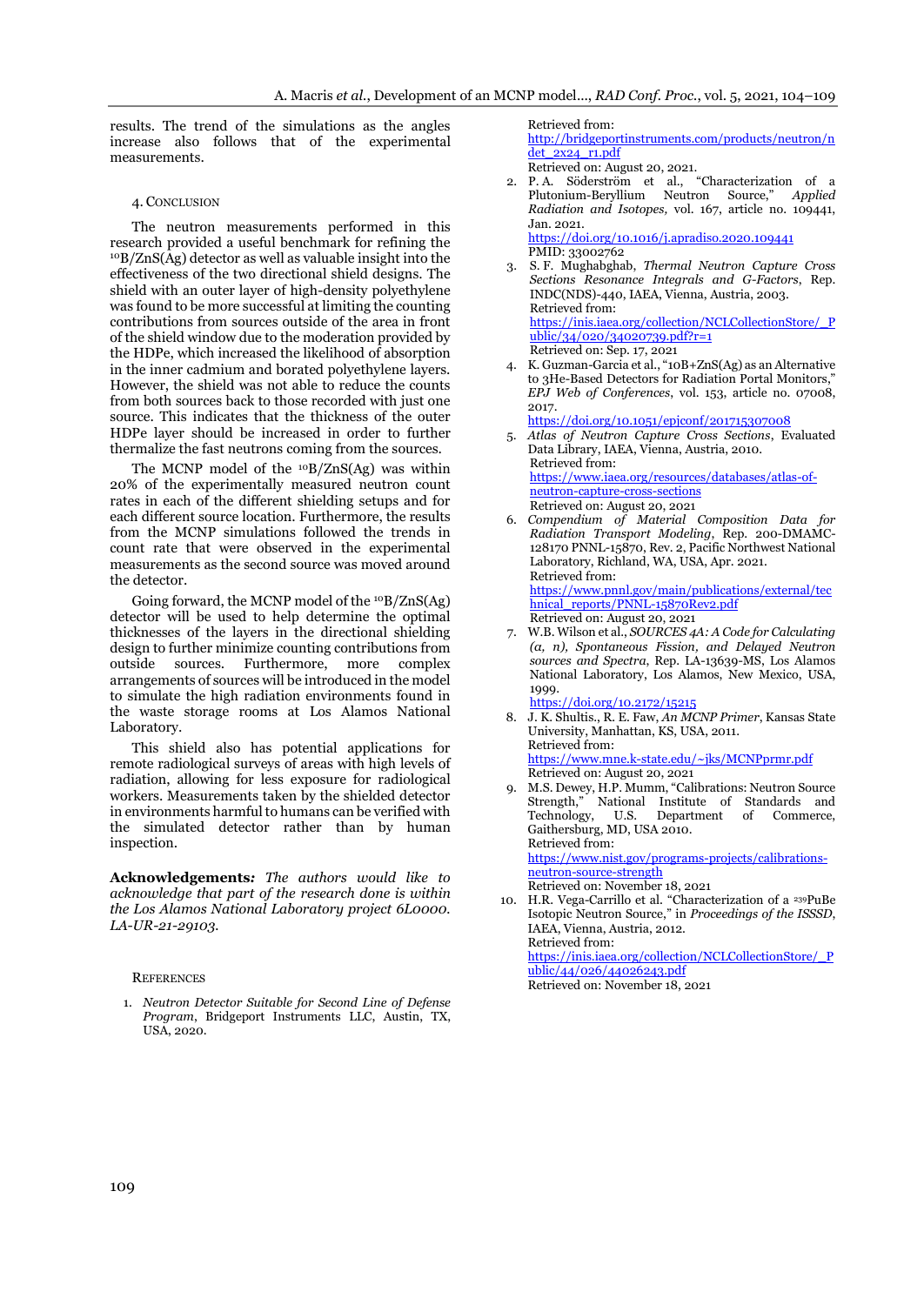results. The trend of the simulations as the angles increase also follows that of the experimental measurements.

## 4. Conclusion

The neutron measurements performed in this research provided a useful benchmark for refining the $^{10}B/ZnS(Ag)$ detector as well as valuable insight into the effectiveness of the two directional shield designs. The shield with an outer layer of high-density polyethylene was found to be more successful at limiting the counting contributions from sources outside of the area in front of the shield window due to the moderation provided by the HDPe, which increased the likelihood of absorption in the inner cadmium and borated polyethylene layers. However, the shield was not able to reduce the counts from both sources back to those recorded with just one source. This indicates that the thickness of the outer HDPE layer should be increased in order to further thermalize the fast neutrons coming from the sources.

The MCNP model of the $^{10}B/ZnS(Ag)$ was within 20% of the experimentally measured neutron count rates in each of the different shielding setups and for each different source location. Furthermore, the results from the MCNP simulations followed the trends in count rate that were observed in the experimental measurements as the second source was moved around the detector.

Going forward, the MCNP model of the $^{10}B/ZnS(Ag)$ detector will be used to help determine the optimal thicknesses of the layers in the directional shielding design to further minimize counting contributions from outside sources. Furthermore, more complex arrangements of sources will be introduced in the model to simulate the high radiation environments found in the waste storage rooms at Los Alamos National Laboratory.

This shield also has potential applications for remote radiological surveys of areas with high levels of radiation, allowing for less exposure for radiological workers. Measurements taken by the shielded detector in environments harmful to humans can be verified with the simulated detector rather than by human inspection.

**Acknowledgements:** *The authors would like to acknowledge that part of the research done is within the Los Alamos National Laboratory project 6L0000. LA-UR-21-29103.*

## References

1. *Neutron Detector Suitable for Second Line of Defense Program*, Bridgeport Instruments LLC, Austin, TX, USA, 2020.
   Retrieved from: http://bridgeportinstruments.com/products/neutron/ndet_2x24_r1.pdf
   Retrieved on: August 20, 2021.
2. P. A. Söderström et al., "Characterization of a Plutonium-Beryllium Neutron Source," *Applied Radiation and Isotopes,* vol. 167, article no. 109441, Jan. 2021.
   https://doi.org/10.1016/j.apradiso.2020.109441
   PMID: 33002762
3. S. F. Mughabghab, *Thermal Neutron Capture Cross Sections Resonance Integrals and G-Factors*, Rep. INDC(NDS)-440, IAEA, Vienna, Austria, 2003.
   Retrieved from: https://inis.iaea.org/collection/NCLCollectionStore/_Public/34/020/34020739.pdf?r=1
   Retrieved on: Sep. 17, 2021
4. K. Guzman-Garcia et al., "10B+ZnS(Ag) as an Alternative to 3He-Based Detectors for Radiation Portal Monitors," *EPJ Web of Conferences*, vol. 153, article no. 07008, 2017.
   https://doi.org/10.1051/epjconf/201715307008
5. *Atlas of Neutron Capture Cross Sections*, Evaluated Data Library, IAEA, Vienna, Austria, 2010.
   Retrieved from: https://www.iaea.org/resources/databases/atlas-of-neutron-capture-cross-sections
   Retrieved on: August 20, 2021
6. *Compendium of Material Composition Data for Radiation Transport Modeling*, Rep. 200-DMAMC-128170 PNNL-15870, Rev. 2, Pacific Northwest National Laboratory, Richland, WA, USA, Apr. 2021.
   Retrieved from: https://www.pnnl.gov/main/publications/external/technical_reports/PNNL-15870Rev2.pdf
   Retrieved on: August 20, 2021
7. W.B. Wilson et al., *SOURCES 4A: A Code for Calculating (a, n), Spontaneous Fission, and Delayed Neutron sources and Spectra*, Rep. LA-13639-MS, Los Alamos National Laboratory, Los Alamos, New Mexico, USA, 1999.
   https://doi.org/10.2172/15215
8. J. K. Shultis., R. E. Faw, *An MCNP Primer*, Kansas State University, Manhattan, KS, USA, 2011.
   Retrieved from: https://www.mne.k-state.edu/~jks/MCNPprmr.pdf
   Retrieved on: August 20, 2021
9. M.S. Dewey, H.P. Mumm, "Calibrations: Neutron Source Strength," National Institute of Standards and Technology, U.S. Department of Commerce, Gaithersburg, MD, USA 2010.
   Retrieved from: https://www.nist.gov/programs-projects/calibrations-neutron-source-strength
   Retrieved on: November 18, 2021
10. H.R. Vega-Carrillo et al. "Characterization of a $^{239}$PuBe Isotopic Neutron Source," in *Proceedings of the ISSSD*, IAEA, Vienna, Austria, 2012.
    Retrieved from: https://inis.iaea.org/collection/NCLCollectionStore/_Public/44/026/44026243.pdf
    Retrieved on: November 18, 2021